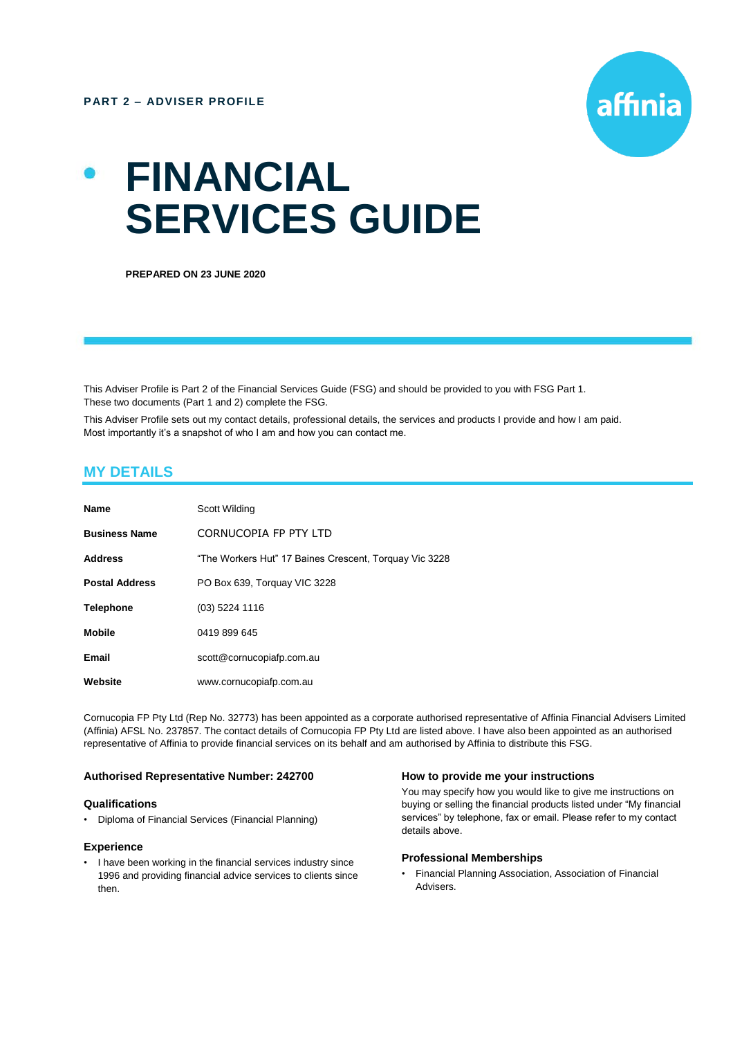PART 2 – ADVISER PROFILE

# FINANCIAL SERVICES GUIDE

**PREPARED ON 23 JUNE 2020**

This Adviser Profile is Part 2 of the Financial Services Guide (FSG) and should be provided to you with FSG Part 1. These two documents (Part 1 and 2) complete the FSG.

This Adviser Profile sets out my contact details, professional details, the services and products I provide and how I am paid. Most importantly it's a snapshot of who I am and how you can contact me.

## MY DETAILS

| | |
|---|---|
| **Name** | Scott Wilding |
| **Business Name** | CORNUCOPIA FP PTY LTD |
| **Address** | "The Workers Hut" 17 Baines Crescent, Torquay Vic 3228 |
| **Postal Address** | PO Box 639, Torquay VIC 3228 |
| **Telephone** | (03) 5224 1116 |
| **Mobile** | 0419 899 645 |
| **Email** | scott@cornucopiafp.com.au |
| **Website** | www.cornucopiafp.com.au |

Cornucopia FP Pty Ltd (Rep No. 32773) has been appointed as a corporate authorised representative of Affinia Financial Advisers Limited (Affinia) AFSL No. 237857. The contact details of Cornucopia FP Pty Ltd are listed above. I have also been appointed as an authorised representative of Affinia to provide financial services on its behalf and am authorised by Affinia to distribute this FSG.

### Authorised Representative Number: 242700

### Qualifications

- Diploma of Financial Services (Financial Planning)

### Experience

- I have been working in the financial services industry since 1996 and providing financial advice services to clients since then.

### How to provide me your instructions

You may specify how you would like to give me instructions on buying or selling the financial products listed under "My financial services" by telephone, fax or email. Please refer to my contact details above.

### Professional Memberships

- Financial Planning Association, Association of Financial Advisers.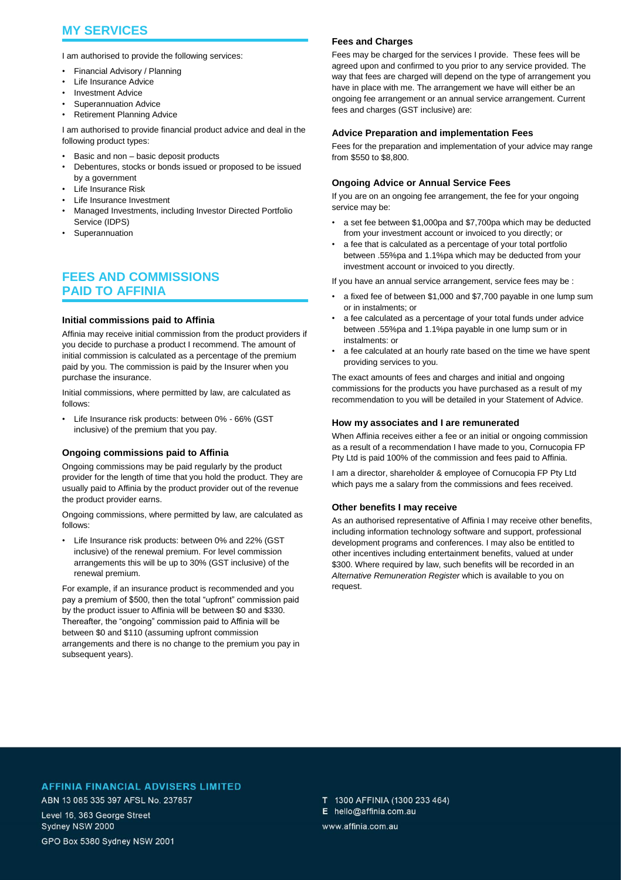## MY SERVICES

I am authorised to provide the following services:

- Financial Advisory / Planning
- Life Insurance Advice
- Investment Advice
- Superannuation Advice
- Retirement Planning Advice

I am authorised to provide financial product advice and deal in the following product types:

- Basic and non – basic deposit products
- Debentures, stocks or bonds issued or proposed to be issued by a government
- Life Insurance Risk
- Life Insurance Investment
- Managed Investments, including Investor Directed Portfolio Service (IDPS)
- Superannuation

## FEES AND COMMISSIONS PAID TO AFFINIA

### Initial commissions paid to Affinia

Affinia may receive initial commission from the product providers if you decide to purchase a product I recommend. The amount of initial commission is calculated as a percentage of the premium paid by you. The commission is paid by the Insurer when you purchase the insurance.

Initial commissions, where permitted by law, are calculated as follows:

- Life Insurance risk products: between 0% - 66% (GST inclusive) of the premium that you pay.

### Ongoing commissions paid to Affinia

Ongoing commissions may be paid regularly by the product provider for the length of time that you hold the product. They are usually paid to Affinia by the product provider out of the revenue the product provider earns.

Ongoing commissions, where permitted by law, are calculated as follows:

- Life Insurance risk products: between 0% and 22% (GST inclusive) of the renewal premium. For level commission arrangements this will be up to 30% (GST inclusive) of the renewal premium.

For example, if an insurance product is recommended and you pay a premium of $500, then the total “upfront” commission paid by the product issuer to Affinia will be between $0 and $330. Thereafter, the “ongoing” commission paid to Affinia will be between $0 and $110 (assuming upfront commission arrangements and there is no change to the premium you pay in subsequent years).

### Fees and Charges

Fees may be charged for the services I provide. These fees will be agreed upon and confirmed to you prior to any service provided. The way that fees are charged will depend on the type of arrangement you have in place with me. The arrangement we have will either be an ongoing fee arrangement or an annual service arrangement. Current fees and charges (GST inclusive) are:

### Advice Preparation and implementation Fees

Fees for the preparation and implementation of your advice may range from $550 to $8,800.

### Ongoing Advice or Annual Service Fees

If you are on an ongoing fee arrangement, the fee for your ongoing service may be:

- a set fee between $1,000pa and $7,700pa which may be deducted from your investment account or invoiced to you directly; or
- a fee that is calculated as a percentage of your total portfolio between .55%pa and 1.1%pa which may be deducted from your investment account or invoiced to you directly.

If you have an annual service arrangement, service fees may be :

- a fixed fee of between $1,000 and $7,700 payable in one lump sum or in instalments; or
- a fee calculated as a percentage of your total funds under advice between .55%pa and 1.1%pa payable in one lump sum or in instalments: or
- a fee calculated at an hourly rate based on the time we have spent providing services to you.

The exact amounts of fees and charges and initial and ongoing commissions for the products you have purchased as a result of my recommendation to you will be detailed in your Statement of Advice.

### How my associates and I are remunerated

When Affinia receives either a fee or an initial or ongoing commission as a result of a recommendation I have made to you, Cornucopia FP Pty Ltd is paid 100% of the commission and fees paid to Affinia.

I am a director, shareholder & employee of Cornucopia FP Pty Ltd which pays me a salary from the commissions and fees received.

### Other benefits I may receive

As an authorised representative of Affinia I may receive other benefits, including information technology software and support, professional development programs and conferences. I may also be entitled to other incentives including entertainment benefits, valued at under $300. Where required by law, such benefits will be recorded in an *Alternative Remuneration Register* which is available to you on request.

**AFFINIA FINANCIAL ADVISERS LIMITED**

ABN 13 085 335 397 AFSL No. 237857

Level 16, 363 George Street
Sydney NSW 2000

GPO Box 5380 Sydney NSW 2001

T 1300 AFFINIA (1300 233 464)
E hello@affinia.com.au
www.affinia.com.au